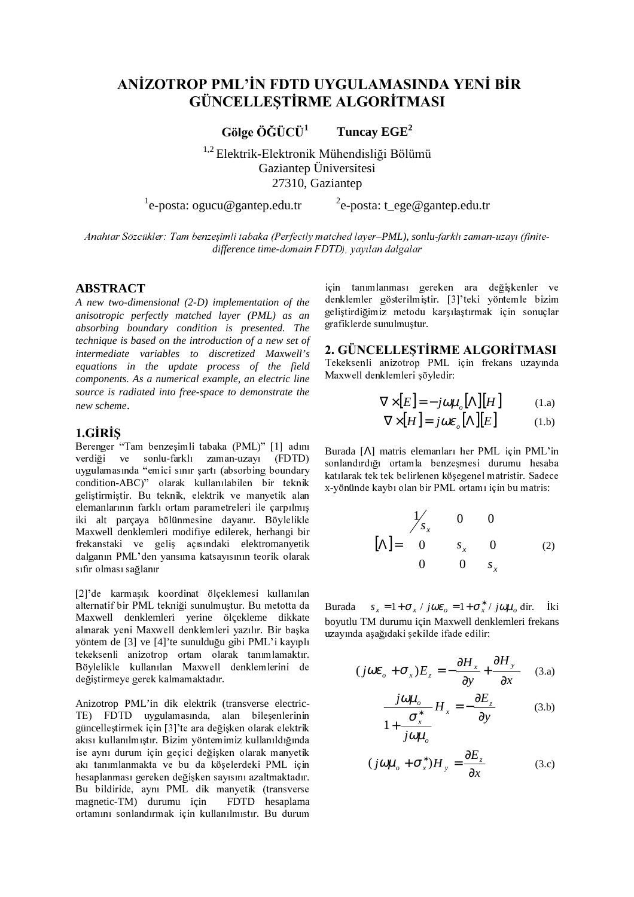# ANİZOTROP PML'İN FDTD UYGULAMASINDA YENİ BİR GÜNCELLEŞTİRME ALGORİTMASI

**Gölge ÖĞÜCÜ[1]** **Tuncay EGE[2]**

[1,2] Elektrik-Elektronik Mühendisliği Bölümü
Gaziantep Üniversitesi
27310, Gaziantep

[1]e-posta: ogucu@gantep.edu.tr [2]e-posta: t_ege@gantep.edu.tr

*Anahtar Sözcükler: Tam benzeşimli tabaka (Perfectly matched layer–PML), sonlu-farklı zaman-uzayı (finite-difference time-domain FDTD), yayılan dalgalar*

## ABSTRACT

*A new two-dimensional (2-D) implementation of the anisotropic perfectly matched layer (PML) as an absorbing boundary condition is presented. The technique is based on the introduction of a new set of intermediate variables to discretized Maxwell's equations in the update process of the field components. As a numerical example, an electric line source is radiated into free-space to demonstrate the new scheme.*

## 1.GİRİŞ

Berenger "Tam benzeşimli tabaka (PML)" [1] adını verdiği ve sonlu-farklı zaman-uzayı (FDTD) uygulamasında "emici sınır şartı (absorbing boundary condition-ABC)" olarak kullanılabilen bir teknik geliştirmiştir. Bu teknik, elektrik ve manyetik alan elemanlarının farklı ortam parametreleri ile çarpılmış iki alt parçaya bölünmesine dayanır. Böylelikle Maxwell denklemleri modifiye edilerek, herhangi bir frekanstaki ve geliş açısındaki elektromanyetik dalganın PML'den yansıma katsayısının teorik olarak sıfır olması sağlanır

[2]'de karmaşık koordinat ölçeklemesi kullanılan alternatif bir PML tekniği sunulmuştur. Bu metotta da Maxwell denklemleri yerine ölçekleme dikkate alınarak yeni Maxwell denklemleri yazılır. Bir başka yöntem de [3] ve [4]'te sunulduğu gibi PML'i kayıplı tekeksenli anizotrop ortam olarak tanımlamaktır. Böylelikle kullanılan Maxwell denklemlerini de değiştirmeye gerek kalmamaktadır.

Anizotrop PML'in dik elektrik (transverse electric-TE) FDTD uygulamasında, alan bileşenlerinin güncelleştirmek için [3]'te ara değişken olarak elektrik akısı kullanılmıştır. Bizim yöntemimiz kullanıldığında ise aynı durum için geçici değişken olarak manyetik akı tanımlanmakta ve bu da köşelerdeki PML için hesaplanması gereken değişken sayısını azaltmaktadır. Bu bildiride, aynı PML dik manyetik (transverse magnetic-TM) durumu için FDTD hesaplama ortamını sonlandırmak için kullanılmıştır. Bu durum için tanımlanması gereken ara değişkenler ve denklemler gösterilmiştir. [3]'teki yöntemle bizim geliştirdiğimiz metodu karşılaştırmak için sonuçlar grafiklerde sunulmuştur.

## 2. GÜNCELLEŞTİRME ALGORİTMASI

Tekeksenli anizotrop PML için frekans uzayında Maxwell denklemleri şöyledir:

$$\nabla \times [E] = -j\omega\mu_o [\Lambda][H] \qquad (1.a)$$

$$\nabla \times [H] = j\omega\varepsilon_o [\Lambda][E] \qquad (1.b)$$

Burada $[\Lambda]$ matris elemanları her PML için PML'in sonlandırdığı ortamla benzeşmesi durumu hesaba katılarak tek tek belirlenen köşegenel matristir. Sadece x-yönünde kaybı olan bir PML ortamı için bu matris:

$$[\Lambda] = \begin{bmatrix} 1/s_x & 0 & 0 \\ 0 & s_x & 0 \\ 0 & 0 & s_x \end{bmatrix} \qquad (2)$$

Burada $s_x = 1 + \sigma_x / j\omega\varepsilon_o = 1 + \sigma_x^* / j\omega\mu_o$ dir. İki boyutlu TM durumu için Maxwell denklemleri frekans uzayında aşağıdaki şekilde ifade edilir:

$$(j\omega\varepsilon_o + \sigma_x)E_z = -\frac{\partial H_x}{\partial y} + \frac{\partial H_y}{\partial x} \qquad (3.a)$$

$$\frac{j\omega\mu_o}{1 + \dfrac{\sigma_x^*}{j\omega\mu_o}} H_x = -\frac{\partial E_z}{\partial y} \qquad (3.b)$$

$$(j\omega\mu_o + \sigma_x^*)H_y = \frac{\partial E_z}{\partial x} \qquad (3.c)$$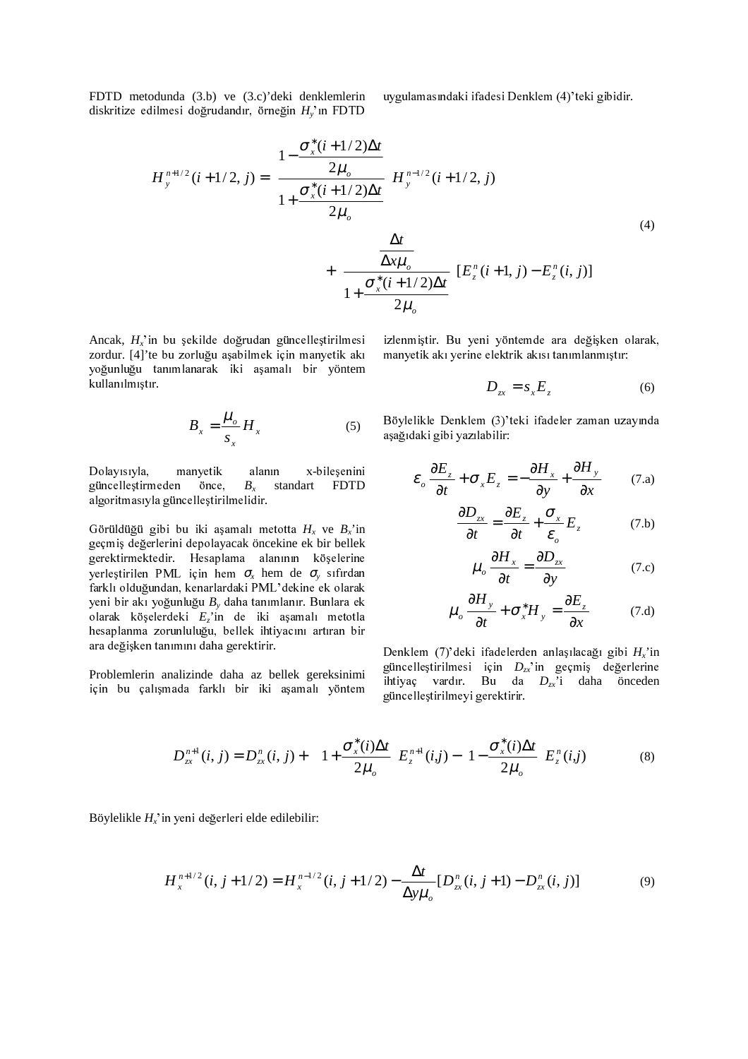FDTD metodunda (3.b) ve (3.c)'deki denklemlerin diskritize edilmesi doğrudandır, örneğin $H_y$'ın FDTD uygulamasındaki ifadesi Denklem (4)'teki gibidir.

$$H_y^{n+1/2}(i+1/2,j) = \frac{1-\dfrac{\sigma_x^*(i+1/2)\Delta t}{2\mu_o}}{1+\dfrac{\sigma_x^*(i+1/2)\Delta t}{2\mu_o}} H_y^{n-1/2}(i+1/2,j) + \frac{\dfrac{\Delta t}{\Delta x \mu_o}}{1+\dfrac{\sigma_x^*(i+1/2)\Delta t}{2\mu_o}} [E_z^n(i+1,j) - E_z^n(i,j)] \tag{4}$$

Ancak, $H_x$'in bu şekilde doğrudan güncelleştirilmesi zordur. [4]'te bu zorluğu aşabilmek için manyetik akı yoğunluğu tanımlanarak iki aşamalı bir yöntem kullanılmıştır.

$$B_x = \frac{\mu_o}{s_x} H_x \tag{5}$$

Dolayısıyla, manyetik alanın x-bileşenini güncelleştirmeden önce, $B_x$ standart FDTD algoritmasıyla güncelleştirilmelidir.

Görüldüğü gibi bu iki aşamalı metotta $H_x$ ve $B_x$'in geçmiş değerlerini depolayacak öncekine ek bir bellek gerektirmektedir. Hesaplama alanının köşelerine yerleştirilen PML için hem $\sigma_x$ hem de $\sigma_y$ sıfırdan farklı olduğundan, kenarlardaki PML'dekine ek olarak yeni bir akı yoğunluğu $B_y$ daha tanımlanır. Bunlara ek olarak köşelerdeki $E_z$'in de iki aşamalı metotla hesaplanma zorunluluğu, bellek ihtiyacını artıran bir ara değişken tanımını daha gerektirir.

Problemlerin analizinde daha az bellek gereksinimi için bu çalışmada farklı bir iki aşamalı yöntem izlenmiştir. Bu yeni yöntemde ara değişken olarak, manyetik akı yerine elektrik akısı tanımlanmıştır:

$$D_{zx} = s_x E_z \tag{6}$$

Böylelikle Denklem (3)'teki ifadeler zaman uzayında aşağıdaki gibi yazılabilir:

$$\varepsilon_o \frac{\partial E_z}{\partial t} + \sigma_x E_z = -\frac{\partial H_x}{\partial y} + \frac{\partial H_y}{\partial x} \tag{7.a}$$

$$\frac{\partial D_{zx}}{\partial t} = \frac{\partial E_z}{\partial t} + \frac{\sigma_x}{\varepsilon_o} E_z \tag{7.b}$$

$$\mu_o \frac{\partial H_x}{\partial t} = \frac{\partial D_{zx}}{\partial y} \tag{7.c}$$

$$\mu_o \frac{\partial H_y}{\partial t} + \sigma_x^* H_y = \frac{\partial E_z}{\partial x} \tag{7.d}$$

Denklem (7)'deki ifadelerden anlaşılacağı gibi $H_x$'in güncelleştirilmesi için $D_{zx}$'in geçmiş değerlerine ihtiyaç vardır. Bu da $D_{zx}$'i daha önceden güncelleştirilmeyi gerektirir.

$$D_{zx}^{n+1}(i,j) = D_{zx}^n(i,j) + \left(1+\frac{\sigma_x^*(i)\Delta t}{2\mu_o}\right) E_z^{n+1}(i,j) - \left(1-\frac{\sigma_x^*(i)\Delta t}{2\mu_o}\right) E_z^n(i,j) \tag{8}$$

Böylelikle $H_x$'in yeni değerleri elde edilebilir:

$$H_x^{n+1/2}(i,j+1/2) = H_x^{n-1/2}(i,j+1/2) - \frac{\Delta t}{\Delta y \mu_o}[D_{zx}^n(i,j+1) - D_{zx}^n(i,j)] \tag{9}$$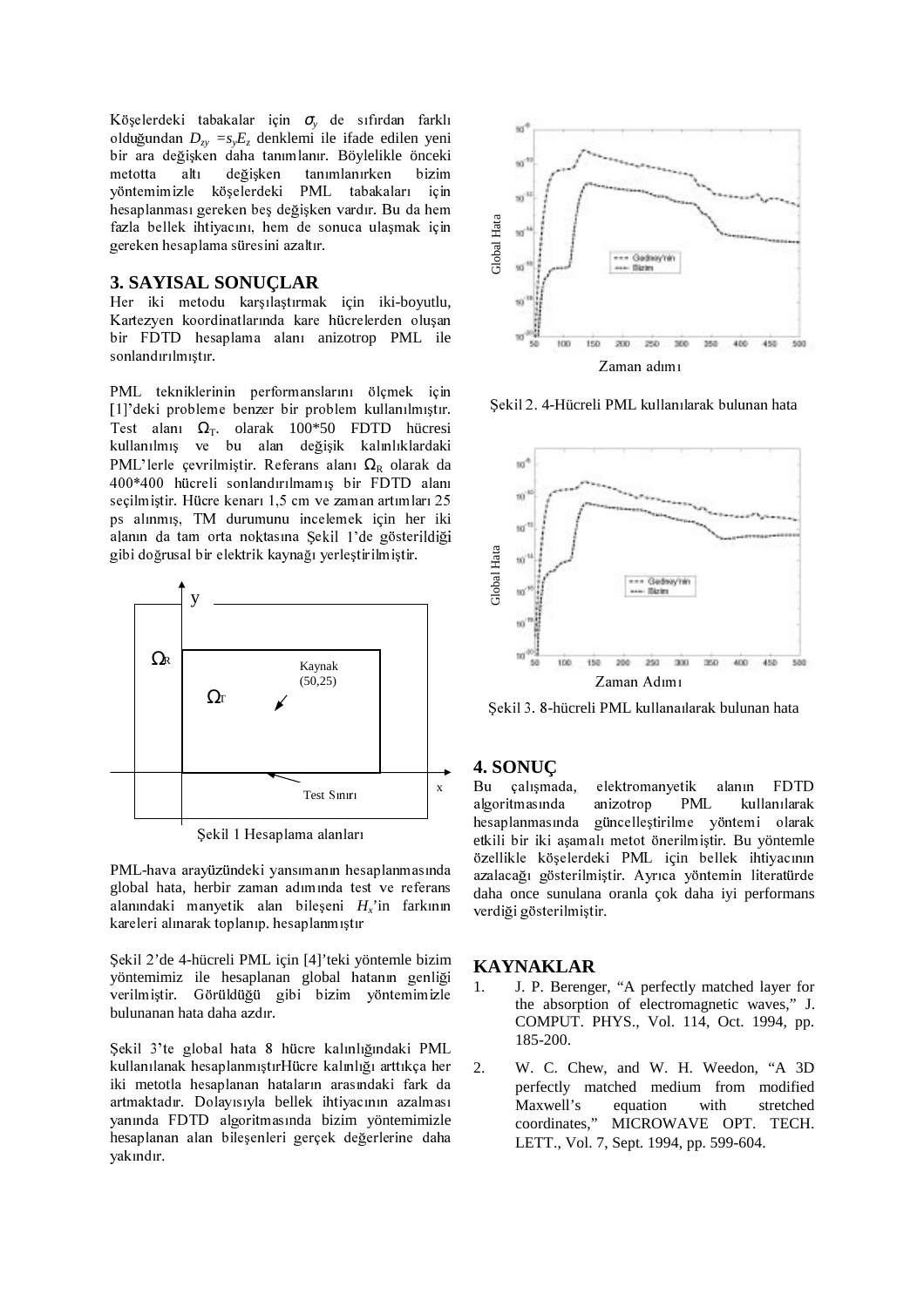Köşelerdeki tabakalar için $\sigma_y$ de sıfırdan farklı olduğundan $D_{zy} = s_y E_z$ denklemi ile ifade edilen yeni bir ara değişken daha tanımlanır. Böylelikle önceki metotta altı değişken tanımlanırken bizim yöntemimizle köşelerdeki PML tabakaları için hesaplanması gereken beş değişken vardır. Bu da hem fazla bellek ihtiyacını, hem de sonuca ulaşmak için gereken hesaplama süresini azaltır.

## 3. SAYISAL SONUÇLAR

Her iki metodu karşılaştırmak için iki-boyutlu, Kartezyen koordinatlarında kare hücrelerden oluşan bir FDTD hesaplama alanı anizotrop PML ile sonlandırılmıştır.

PML tekniklerinin performanslarını ölçmek için [1]'deki probleme benzer bir problem kullanılmıştır. Test alanı $\Omega_T$. olarak 100*50 FDTD hücresi kullanılmış ve bu alan değişik kalınlıklardaki PML'lerle çevrilmiştir. Referans alanı $\Omega_R$ olarak da 400*400 hücreli sonlandırılmamış bir FDTD alanı seçilmiştir. Hücre kenarı 1,5 cm ve zaman artımları 25 ps alınmış, TM durumunu incelemek için her iki alanın da tam orta noktasına Şekil 1'de gösterildiği gibi doğrusal bir elektrik kaynağı yerleştirilmiştir.

Şekil 1 Hesaplama alanları

PML-hava arayüzündeki yansımanın hesaplanmasında global hata, herbir zaman adımında test ve referans alanındaki manyetik alan bileşeni $H_x$'in farkının kareleri alınarak toplanıp. hesaplanmıştır

Şekil 2'de 4-hücreli PML için [4]'teki yöntemle bizim yöntemimiz ile hesaplanan global hatanın genliği verilmiştir. Görüldüğü gibi bizim yöntemimizle bulunanan hata daha azdır.

Şekil 3'te global hata 8 hücre kalınlığındaki PML kullanılanak hesaplanmıştırHücre kalınlığı arttıkça her iki metotla hesaplanan hataların arasındaki fark da artmaktadır. Dolayısıyla bellek ihtiyacının azalması yanında FDTD algoritmasında bizim yöntemimizle hesaplanan alan bileşenleri gerçek değerlerine daha yakındır.

Şekil 2. 4-Hücreli PML kullanılarak bulunan hata

Şekil 3. 8-hücreli PML kullanaılarak bulunan hata

## 4. SONUÇ

Bu çalışmada, elektromanyetik alanın FDTD algoritmasında anizotrop PML kullanılarak hesaplanmasında güncelleştirilme yöntemi olarak etkili bir iki aşamalı metot önerilmiştir. Bu yöntemle özellikle köşelerdeki PML için bellek ihtiyacının azalacağı gösterilmiştir. Ayrıca yöntemin literatürde daha once sunulana oranla çok daha iyi performans verdiği gösterilmiştir.

## KAYNAKLAR

1. J. P. Berenger, "A perfectly matched layer for the absorption of electromagnetic waves," J. COMPUT. PHYS., Vol. 114, Oct. 1994, pp. 185-200.
2. W. C. Chew, and W. H. Weedon, "A 3D perfectly matched medium from modified Maxwell's equation with stretched coordinates," MICROWAVE OPT. TECH. LETT., Vol. 7, Sept. 1994, pp. 599-604.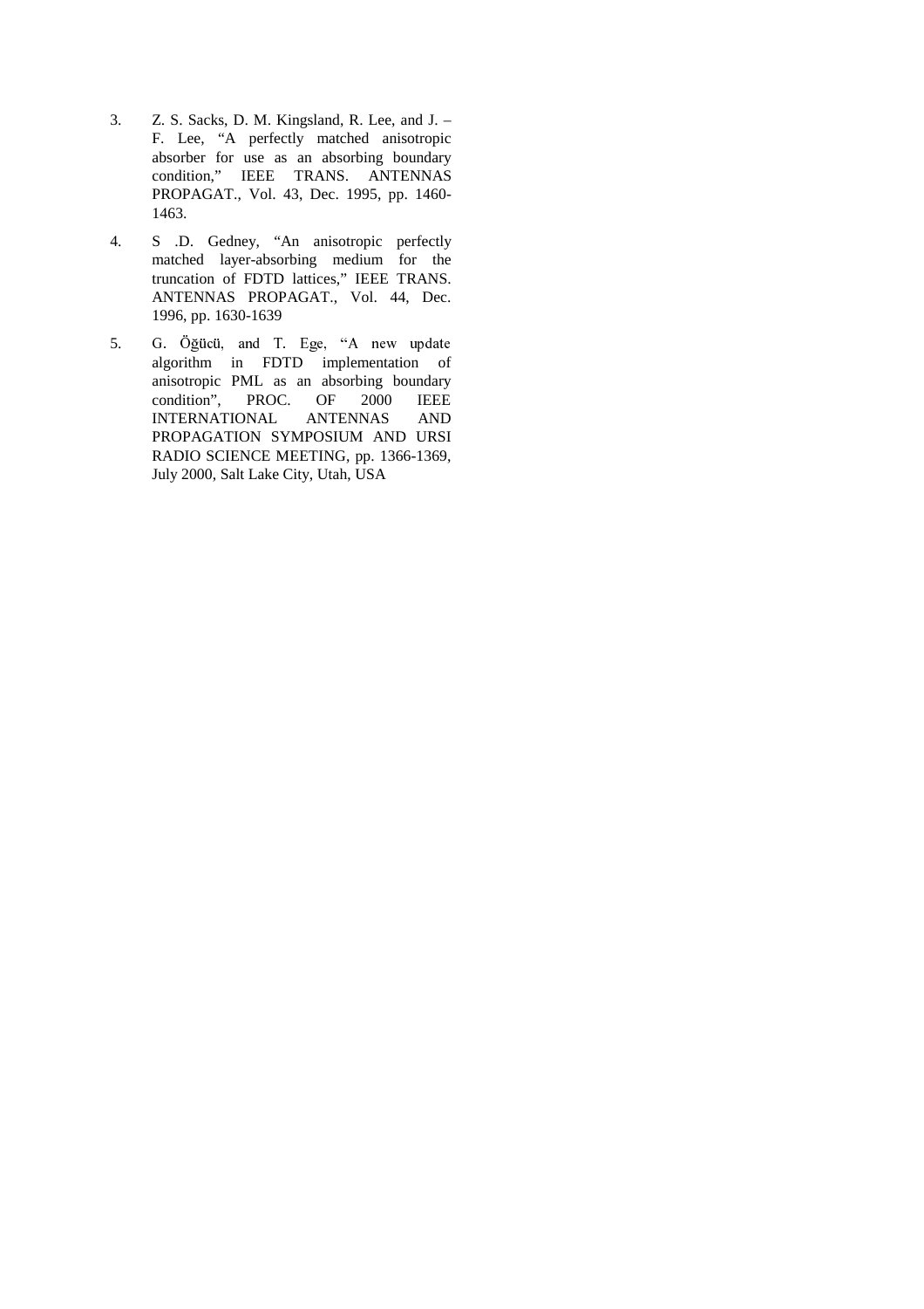3. Z. S. Sacks, D. M. Kingsland, R. Lee, and J. – F. Lee, "A perfectly matched anisotropic absorber for use as an absorbing boundary condition," IEEE TRANS. ANTENNAS PROPAGAT., Vol. 43, Dec. 1995, pp. 1460-1463.

4. S .D. Gedney, "An anisotropic perfectly matched layer-absorbing medium for the truncation of FDTD lattices," IEEE TRANS. ANTENNAS PROPAGAT., Vol. 44, Dec. 1996, pp. 1630-1639

5. G. Öğücü, and T. Ege, "A new update algorithm in FDTD implementation of anisotropic PML as an absorbing boundary condition", PROC. OF 2000 IEEE INTERNATIONAL ANTENNAS AND PROPAGATION SYMPOSIUM AND URSI RADIO SCIENCE MEETING, pp. 1366-1369, July 2000, Salt Lake City, Utah, USA